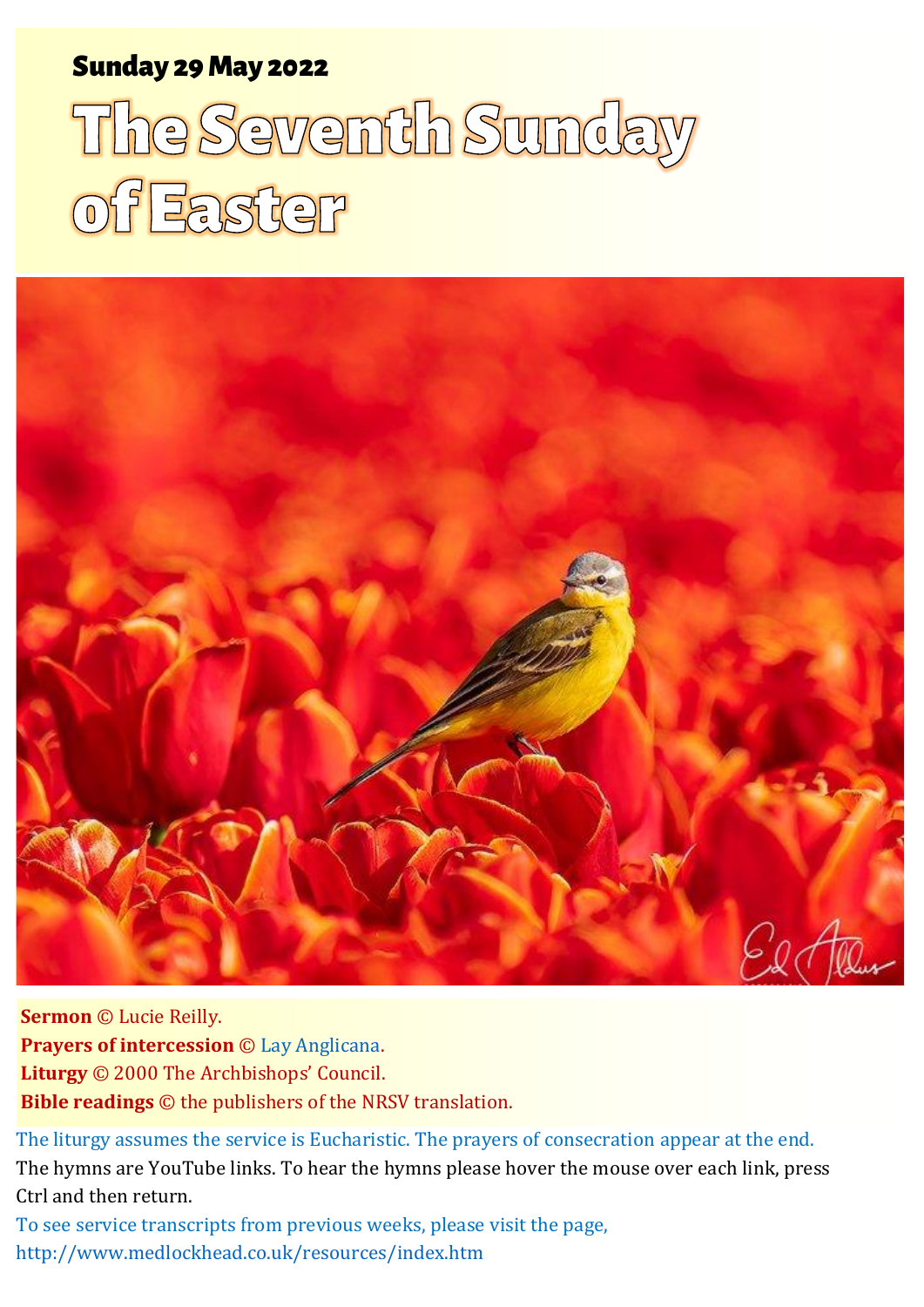**Sunday 29 May 2022**

# The Seventh Sunday of Easter

**Sermon** © Lucie Reilly.
**Prayers of intercession** © Lay Anglicana.
**Liturgy** © 2000 The Archbishops' Council.
**Bible readings** © the publishers of the NRSV translation.

The liturgy assumes the service is Eucharistic. The prayers of consecration appear at the end.

The hymns are YouTube links. To hear the hymns please hover the mouse over each link, press Ctrl and then return.

To see service transcripts from previous weeks, please visit the page, http://www.medlockhead.co.uk/resources/index.htm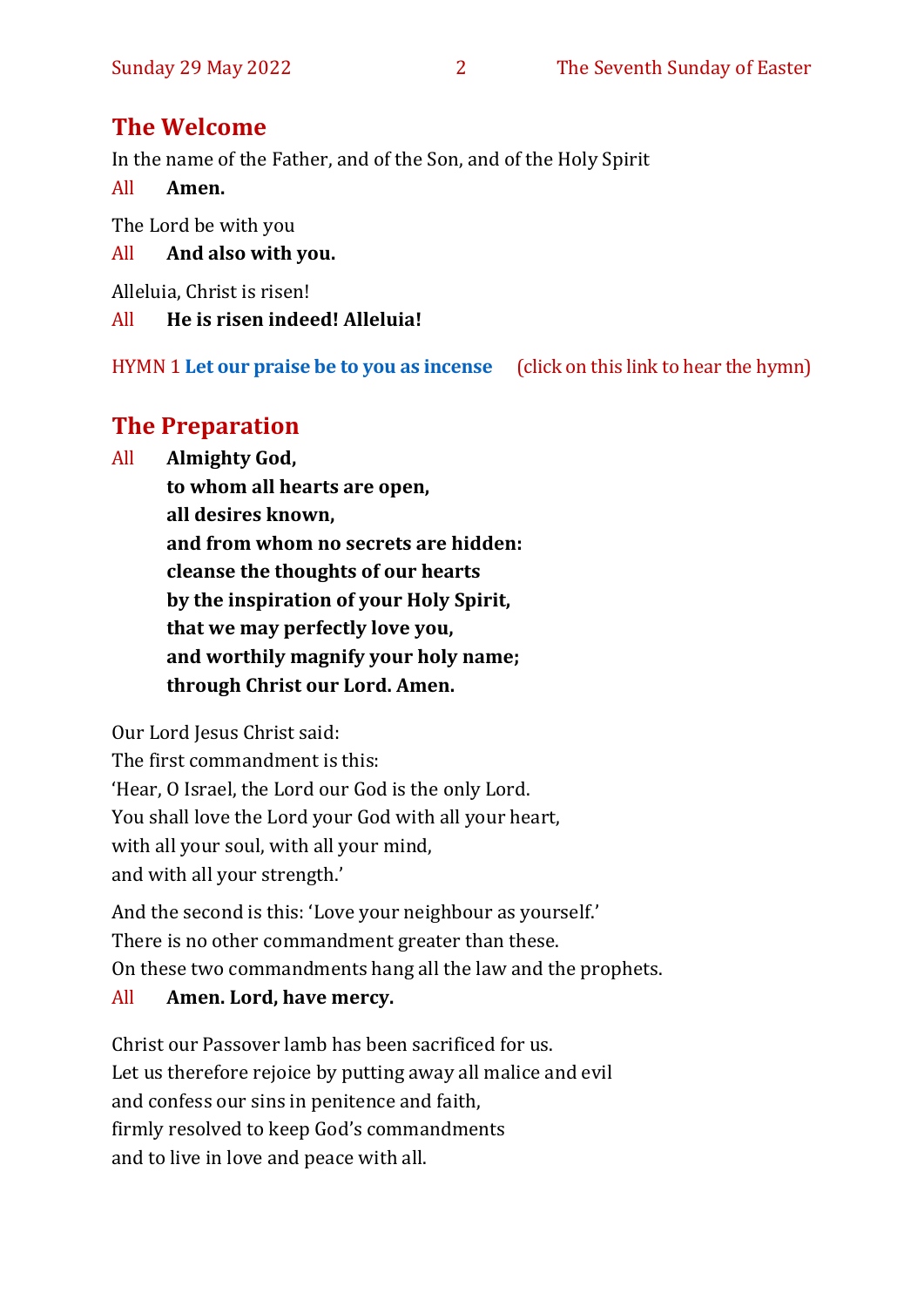## The Welcome

In the name of the Father, and of the Son, and of the Holy Spirit

All **Amen.**

The Lord be with you

All **And also with you.**

Alleluia, Christ is risen!

All **He is risen indeed! Alleluia!**

HYMN 1 **Let our praise be to you as incense** (click on this link to hear the hymn)

## The Preparation

All **Almighty God,**
**to whom all hearts are open,**
**all desires known,**
**and from whom no secrets are hidden:**
**cleanse the thoughts of our hearts**
**by the inspiration of your Holy Spirit,**
**that we may perfectly love you,**
**and worthily magnify your holy name;**
**through Christ our Lord. Amen.**

Our Lord Jesus Christ said:
The first commandment is this:
'Hear, O Israel, the Lord our God is the only Lord.
You shall love the Lord your God with all your heart,
with all your soul, with all your mind,
and with all your strength.'

And the second is this: 'Love your neighbour as yourself.'
There is no other commandment greater than these.
On these two commandments hang all the law and the prophets.

All **Amen. Lord, have mercy.**

Christ our Passover lamb has been sacrificed for us.
Let us therefore rejoice by putting away all malice and evil
and confess our sins in penitence and faith,
firmly resolved to keep God's commandments
and to live in love and peace with all.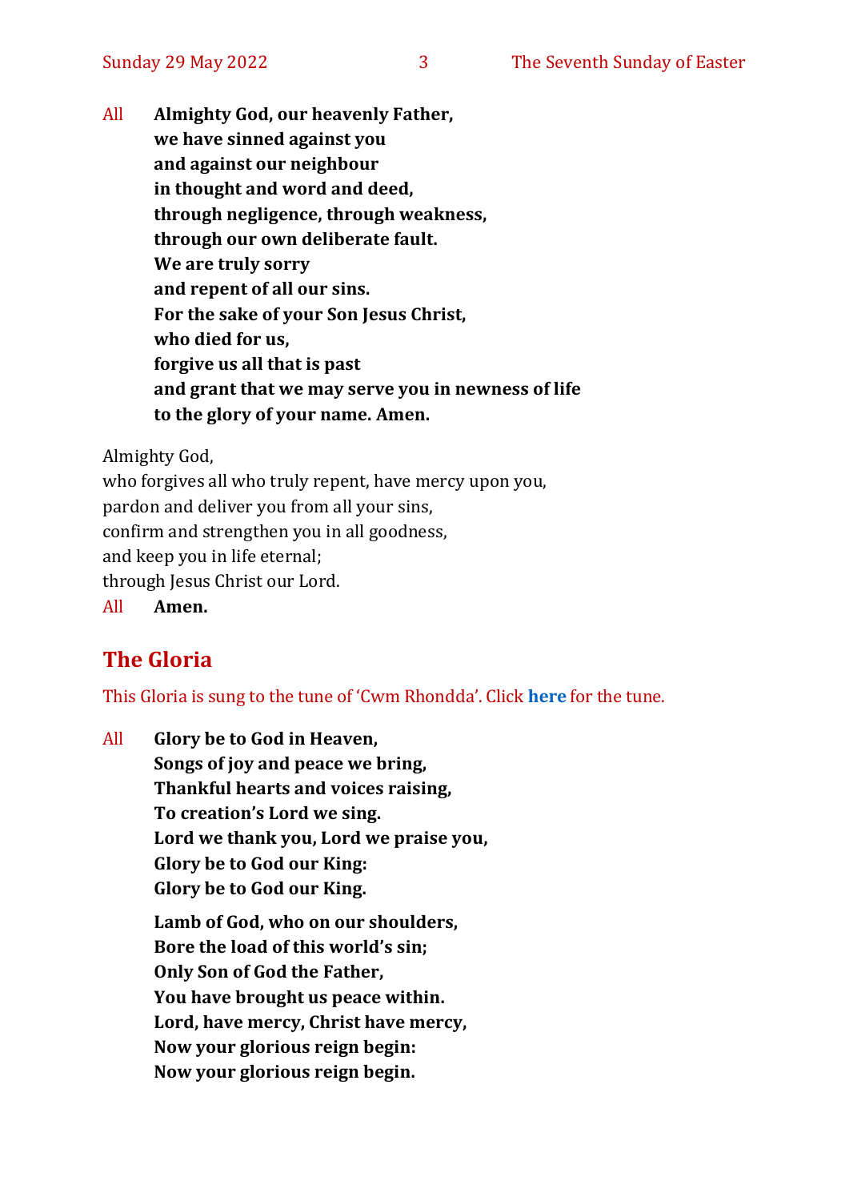All **Almighty God, our heavenly Father,**
**we have sinned against you**
**and against our neighbour**
**in thought and word and deed,**
**through negligence, through weakness,**
**through our own deliberate fault.**
**We are truly sorry**
**and repent of all our sins.**
**For the sake of your Son Jesus Christ,**
**who died for us,**
**forgive us all that is past**
**and grant that we may serve you in newness of life**
**to the glory of your name. Amen.**

Almighty God,
who forgives all who truly repent, have mercy upon you,
pardon and deliver you from all your sins,
confirm and strengthen you in all goodness,
and keep you in life eternal;
through Jesus Christ our Lord.
All **Amen.**

## The Gloria

This Gloria is sung to the tune of 'Cwm Rhondda'. Click **here** for the tune.

All **Glory be to God in Heaven,**
**Songs of joy and peace we bring,**
**Thankful hearts and voices raising,**
**To creation's Lord we sing.**
**Lord we thank you, Lord we praise you,**
**Glory be to God our King:**
**Glory be to God our King.**

**Lamb of God, who on our shoulders,**
**Bore the load of this world's sin;**
**Only Son of God the Father,**
**You have brought us peace within.**
**Lord, have mercy, Christ have mercy,**
**Now your glorious reign begin:**
**Now your glorious reign begin.**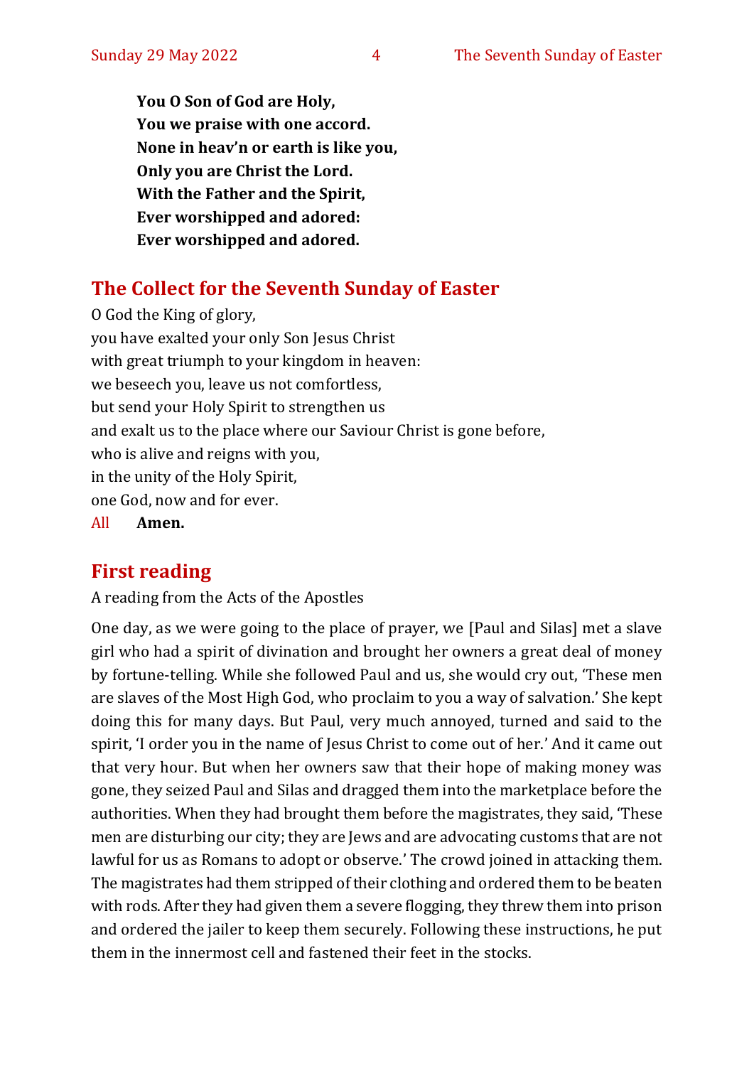**You O Son of God are Holy,**
**You we praise with one accord.**
**None in heav'n or earth is like you,**
**Only you are Christ the Lord.**
**With the Father and the Spirit,**
**Ever worshipped and adored:**
**Ever worshipped and adored.**

## The Collect for the Seventh Sunday of Easter

O God the King of glory,
you have exalted your only Son Jesus Christ
with great triumph to your kingdom in heaven:
we beseech you, leave us not comfortless,
but send your Holy Spirit to strengthen us
and exalt us to the place where our Saviour Christ is gone before,
who is alive and reigns with you,
in the unity of the Holy Spirit,
one God, now and for ever.

All **Amen.**

## First reading

A reading from the Acts of the Apostles

One day, as we were going to the place of prayer, we [Paul and Silas] met a slave girl who had a spirit of divination and brought her owners a great deal of money by fortune-telling. While she followed Paul and us, she would cry out, 'These men are slaves of the Most High God, who proclaim to you a way of salvation.' She kept doing this for many days. But Paul, very much annoyed, turned and said to the spirit, 'I order you in the name of Jesus Christ to come out of her.' And it came out that very hour. But when her owners saw that their hope of making money was gone, they seized Paul and Silas and dragged them into the marketplace before the authorities. When they had brought them before the magistrates, they said, 'These men are disturbing our city; they are Jews and are advocating customs that are not lawful for us as Romans to adopt or observe.' The crowd joined in attacking them. The magistrates had them stripped of their clothing and ordered them to be beaten with rods. After they had given them a severe flogging, they threw them into prison and ordered the jailer to keep them securely. Following these instructions, he put them in the innermost cell and fastened their feet in the stocks.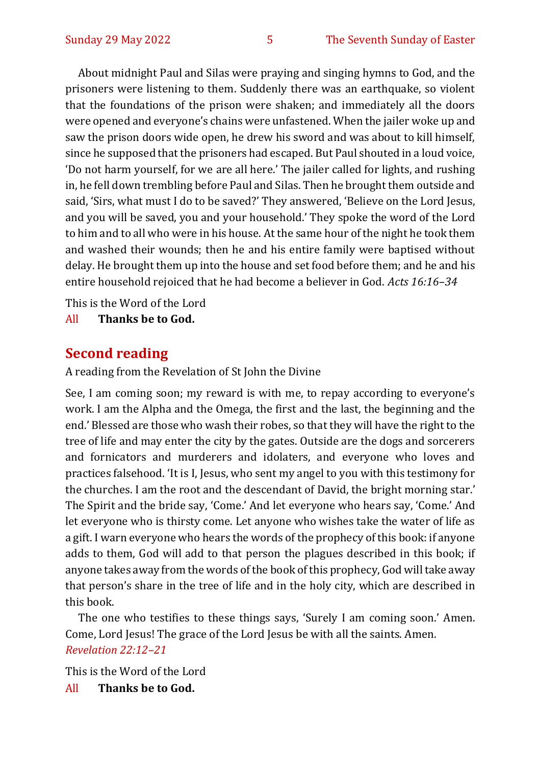About midnight Paul and Silas were praying and singing hymns to God, and the prisoners were listening to them. Suddenly there was an earthquake, so violent that the foundations of the prison were shaken; and immediately all the doors were opened and everyone's chains were unfastened. When the jailer woke up and saw the prison doors wide open, he drew his sword and was about to kill himself, since he supposed that the prisoners had escaped. But Paul shouted in a loud voice, 'Do not harm yourself, for we are all here.' The jailer called for lights, and rushing in, he fell down trembling before Paul and Silas. Then he brought them outside and said, 'Sirs, what must I do to be saved?' They answered, 'Believe on the Lord Jesus, and you will be saved, you and your household.' They spoke the word of the Lord to him and to all who were in his house. At the same hour of the night he took them and washed their wounds; then he and his entire family were baptised without delay. He brought them up into the house and set food before them; and he and his entire household rejoiced that he had become a believer in God. *Acts 16:16–34*

This is the Word of the Lord

All **Thanks be to God.**

## Second reading

A reading from the Revelation of St John the Divine

See, I am coming soon; my reward is with me, to repay according to everyone's work. I am the Alpha and the Omega, the first and the last, the beginning and the end.' Blessed are those who wash their robes, so that they will have the right to the tree of life and may enter the city by the gates. Outside are the dogs and sorcerers and fornicators and murderers and idolaters, and everyone who loves and practices falsehood. 'It is I, Jesus, who sent my angel to you with this testimony for the churches. I am the root and the descendant of David, the bright morning star.' The Spirit and the bride say, 'Come.' And let everyone who hears say, 'Come.' And let everyone who is thirsty come. Let anyone who wishes take the water of life as a gift. I warn everyone who hears the words of the prophecy of this book: if anyone adds to them, God will add to that person the plagues described in this book; if anyone takes away from the words of the book of this prophecy, God will take away that person's share in the tree of life and in the holy city, which are described in this book.

The one who testifies to these things says, 'Surely I am coming soon.' Amen. Come, Lord Jesus! The grace of the Lord Jesus be with all the saints. Amen. *Revelation 22:12–21*

This is the Word of the Lord

All **Thanks be to God.**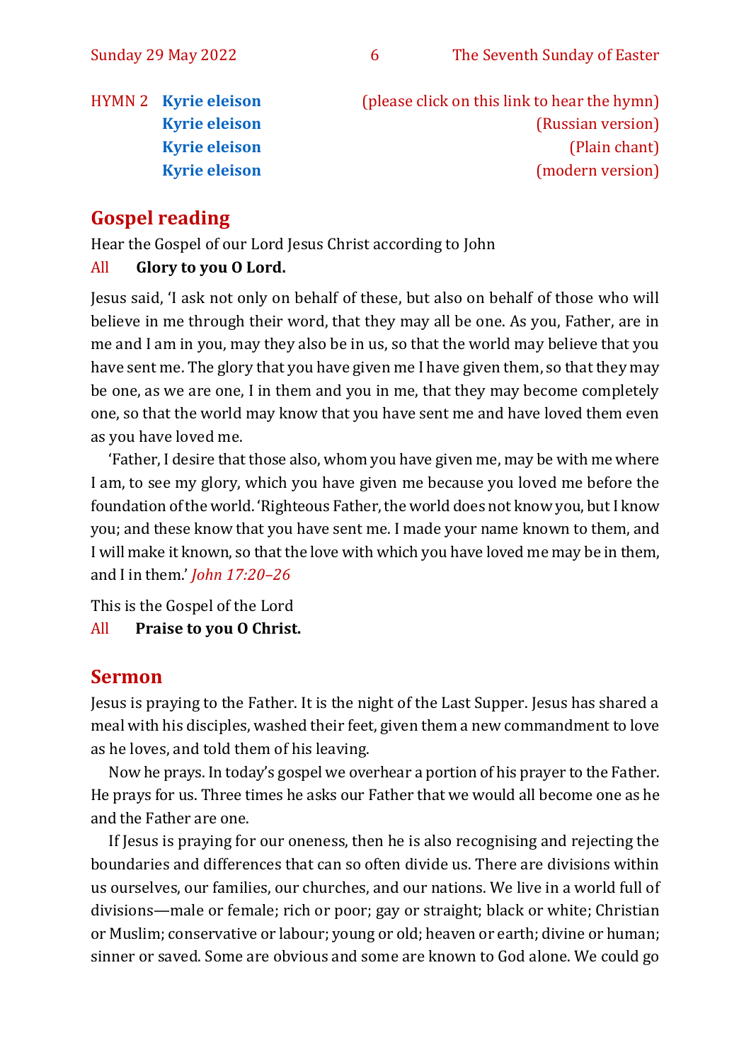HYMN 2 **Kyrie eleison** (please click on this link to hear the hymn)
**Kyrie eleison** (Russian version)
**Kyrie eleison** (Plain chant)
**Kyrie eleison** (modern version)

## Gospel reading

Hear the Gospel of our Lord Jesus Christ according to John

All **Glory to you O Lord.**

Jesus said, 'I ask not only on behalf of these, but also on behalf of those who will believe in me through their word, that they may all be one. As you, Father, are in me and I am in you, may they also be in us, so that the world may believe that you have sent me. The glory that you have given me I have given them, so that they may be one, as we are one, I in them and you in me, that they may become completely one, so that the world may know that you have sent me and have loved them even as you have loved me.

'Father, I desire that those also, whom you have given me, may be with me where I am, to see my glory, which you have given me because you loved me before the foundation of the world. 'Righteous Father, the world does not know you, but I know you; and these know that you have sent me. I made your name known to them, and I will make it known, so that the love with which you have loved me may be in them, and I in them.' *John 17:20–26*

This is the Gospel of the Lord

All **Praise to you O Christ.**

## Sermon

Jesus is praying to the Father. It is the night of the Last Supper. Jesus has shared a meal with his disciples, washed their feet, given them a new commandment to love as he loves, and told them of his leaving.

Now he prays. In today's gospel we overhear a portion of his prayer to the Father. He prays for us. Three times he asks our Father that we would all become one as he and the Father are one.

If Jesus is praying for our oneness, then he is also recognising and rejecting the boundaries and differences that can so often divide us. There are divisions within us ourselves, our families, our churches, and our nations. We live in a world full of divisions—male or female; rich or poor; gay or straight; black or white; Christian or Muslim; conservative or labour; young or old; heaven or earth; divine or human; sinner or saved. Some are obvious and some are known to God alone. We could go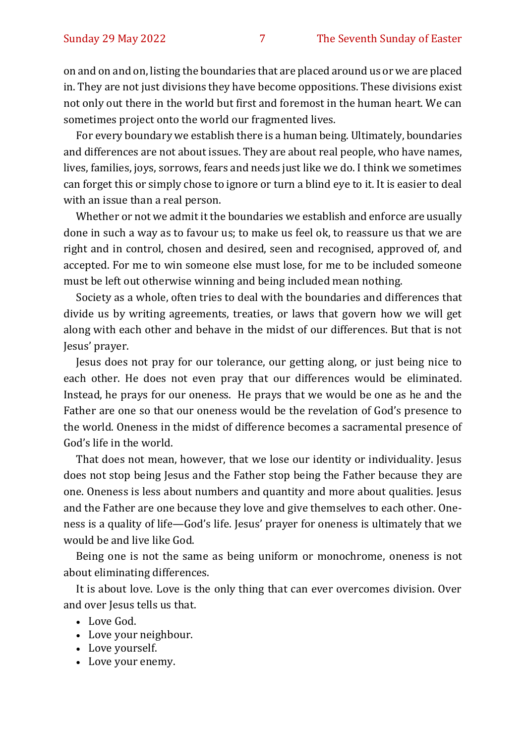on and on and on, listing the boundaries that are placed around us or we are placed in. They are not just divisions they have become oppositions. These divisions exist not only out there in the world but first and foremost in the human heart. We can sometimes project onto the world our fragmented lives.

For every boundary we establish there is a human being. Ultimately, boundaries and differences are not about issues. They are about real people, who have names, lives, families, joys, sorrows, fears and needs just like we do. I think we sometimes can forget this or simply chose to ignore or turn a blind eye to it. It is easier to deal with an issue than a real person.

Whether or not we admit it the boundaries we establish and enforce are usually done in such a way as to favour us; to make us feel ok, to reassure us that we are right and in control, chosen and desired, seen and recognised, approved of, and accepted. For me to win someone else must lose, for me to be included someone must be left out otherwise winning and being included mean nothing.

Society as a whole, often tries to deal with the boundaries and differences that divide us by writing agreements, treaties, or laws that govern how we will get along with each other and behave in the midst of our differences. But that is not Jesus' prayer.

Jesus does not pray for our tolerance, our getting along, or just being nice to each other. He does not even pray that our differences would be eliminated. Instead, he prays for our oneness. He prays that we would be one as he and the Father are one so that our oneness would be the revelation of God's presence to the world. Oneness in the midst of difference becomes a sacramental presence of God's life in the world.

That does not mean, however, that we lose our identity or individuality. Jesus does not stop being Jesus and the Father stop being the Father because they are one. Oneness is less about numbers and quantity and more about qualities. Jesus and the Father are one because they love and give themselves to each other. Oneness is a quality of life—God's life. Jesus' prayer for oneness is ultimately that we would be and live like God.

Being one is not the same as being uniform or monochrome, oneness is not about eliminating differences.

It is about love. Love is the only thing that can ever overcomes division. Over and over Jesus tells us that.

- Love God.
- Love your neighbour.
- Love yourself.
- Love your enemy.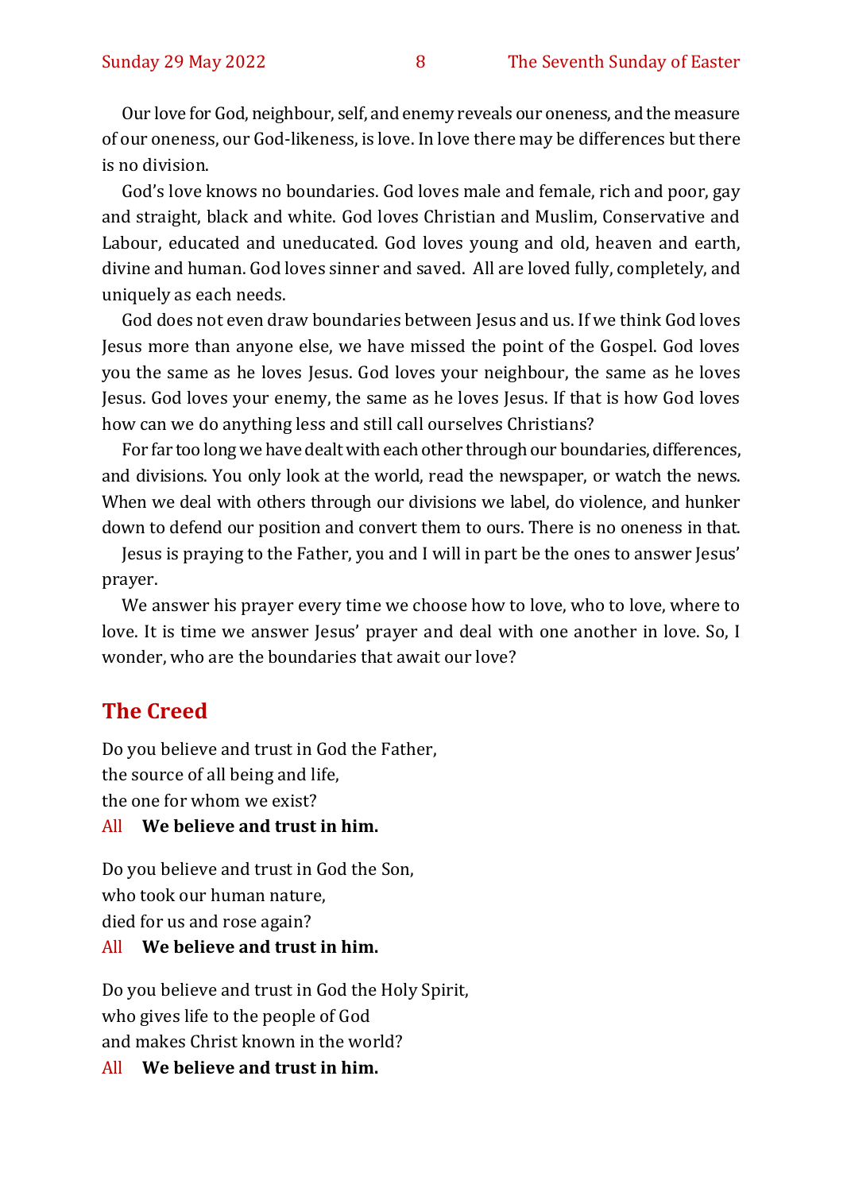Our love for God, neighbour, self, and enemy reveals our oneness, and the measure of our oneness, our God-likeness, is love. In love there may be differences but there is no division.

God's love knows no boundaries. God loves male and female, rich and poor, gay and straight, black and white. God loves Christian and Muslim, Conservative and Labour, educated and uneducated. God loves young and old, heaven and earth, divine and human. God loves sinner and saved.  All are loved fully, completely, and uniquely as each needs.

God does not even draw boundaries between Jesus and us. If we think God loves Jesus more than anyone else, we have missed the point of the Gospel. God loves you the same as he loves Jesus. God loves your neighbour, the same as he loves Jesus. God loves your enemy, the same as he loves Jesus. If that is how God loves how can we do anything less and still call ourselves Christians?

For far too long we have dealt with each other through our boundaries, differences, and divisions. You only look at the world, read the newspaper, or watch the news. When we deal with others through our divisions we label, do violence, and hunker down to defend our position and convert them to ours. There is no oneness in that.

Jesus is praying to the Father, you and I will in part be the ones to answer Jesus' prayer.

We answer his prayer every time we choose how to love, who to love, where to love. It is time we answer Jesus' prayer and deal with one another in love. So, I wonder, who are the boundaries that await our love?

## The Creed

Do you believe and trust in God the Father,
the source of all being and life,
the one for whom we exist?

All **We believe and trust in him.**

Do you believe and trust in God the Son,
who took our human nature,
died for us and rose again?

All **We believe and trust in him.**

Do you believe and trust in God the Holy Spirit,
who gives life to the people of God
and makes Christ known in the world?

All **We believe and trust in him.**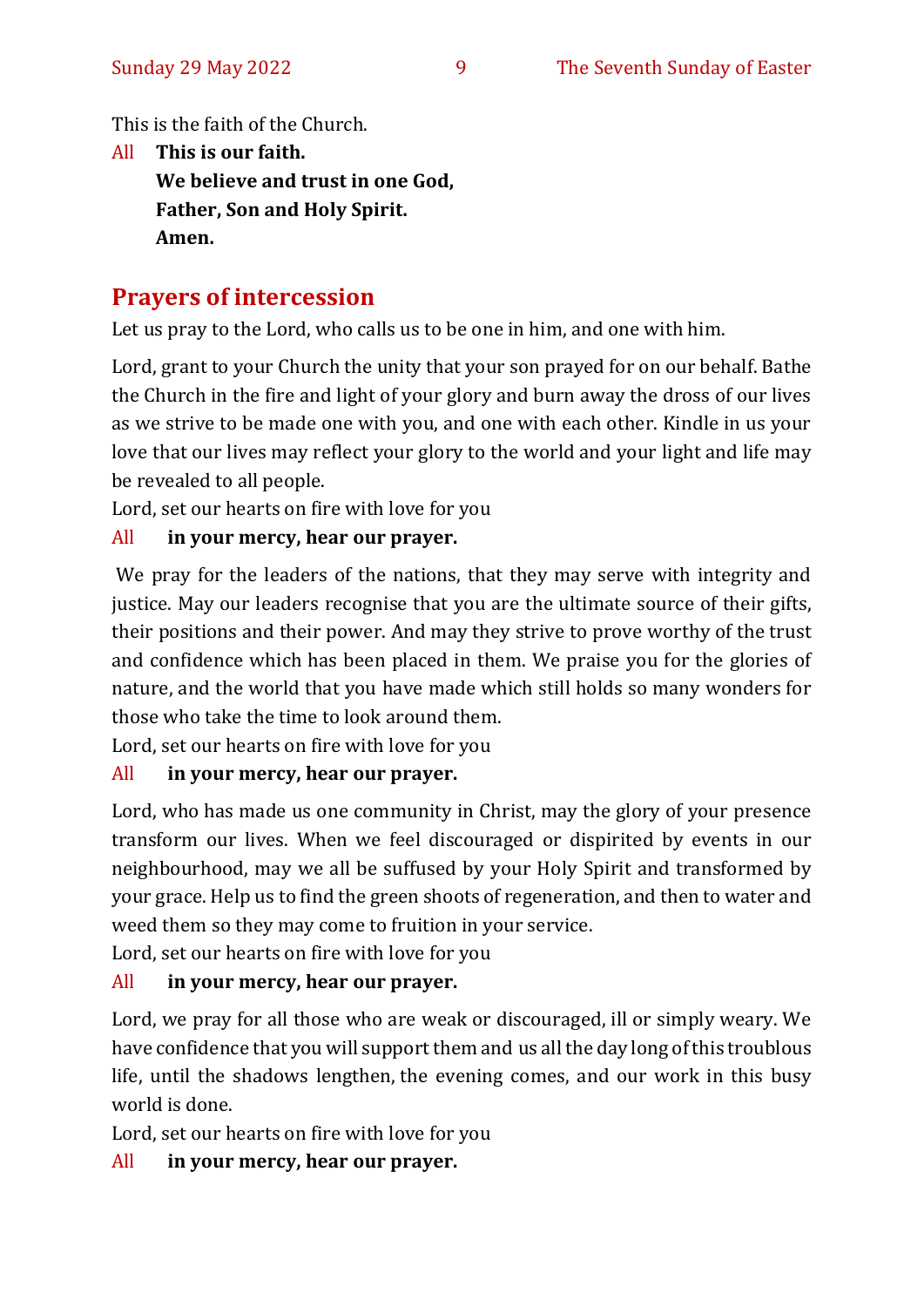This is the faith of the Church.

All **This is our faith.**
**We believe and trust in one God,**
**Father, Son and Holy Spirit.**
**Amen.**

## Prayers of intercession

Let us pray to the Lord, who calls us to be one in him, and one with him.

Lord, grant to your Church the unity that your son prayed for on our behalf. Bathe the Church in the fire and light of your glory and burn away the dross of our lives as we strive to be made one with you, and one with each other. Kindle in us your love that our lives may reflect your glory to the world and your light and life may be revealed to all people.

Lord, set our hearts on fire with love for you

All **in your mercy, hear our prayer.**

We pray for the leaders of the nations, that they may serve with integrity and justice. May our leaders recognise that you are the ultimate source of their gifts, their positions and their power. And may they strive to prove worthy of the trust and confidence which has been placed in them. We praise you for the glories of nature, and the world that you have made which still holds so many wonders for those who take the time to look around them.

Lord, set our hearts on fire with love for you

All **in your mercy, hear our prayer.**

Lord, who has made us one community in Christ, may the glory of your presence transform our lives. When we feel discouraged or dispirited by events in our neighbourhood, may we all be suffused by your Holy Spirit and transformed by your grace. Help us to find the green shoots of regeneration, and then to water and weed them so they may come to fruition in your service.

Lord, set our hearts on fire with love for you

All **in your mercy, hear our prayer.**

Lord, we pray for all those who are weak or discouraged, ill or simply weary. We have confidence that you will support them and us all the day long of this troublous life, until the shadows lengthen, the evening comes, and our work in this busy world is done.

Lord, set our hearts on fire with love for you

All **in your mercy, hear our prayer.**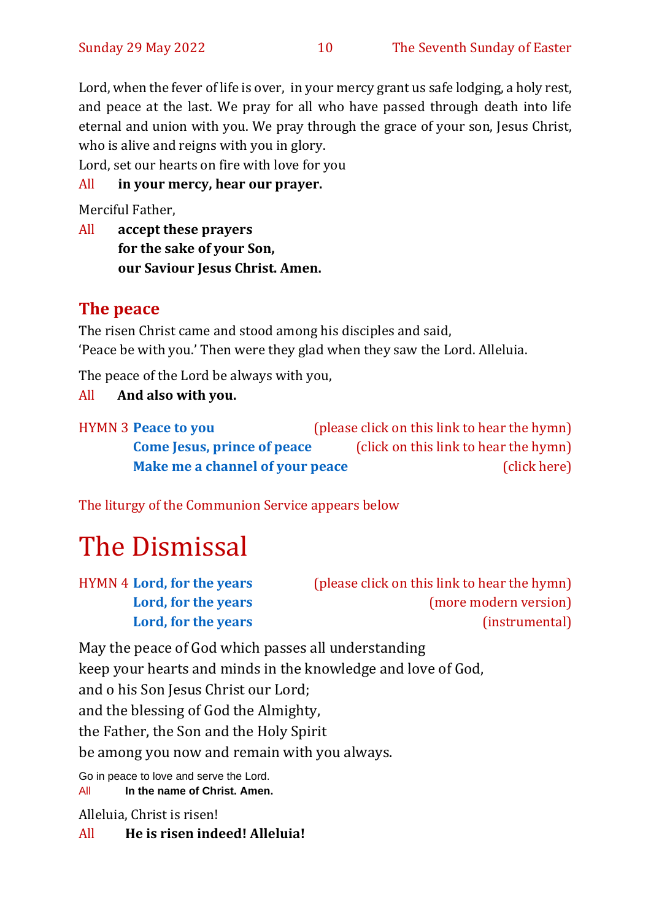Lord, when the fever of life is over, in your mercy grant us safe lodging, a holy rest, and peace at the last. We pray for all who have passed through death into life eternal and union with you. We pray through the grace of your son, Jesus Christ, who is alive and reigns with you in glory.

Lord, set our hearts on fire with love for you

All **in your mercy, hear our prayer.**

Merciful Father,

All **accept these prayers**
**for the sake of your Son,**
**our Saviour Jesus Christ. Amen.**

## The peace

The risen Christ came and stood among his disciples and said,
'Peace be with you.' Then were they glad when they saw the Lord. Alleluia.

The peace of the Lord be always with you,

All **And also with you.**

HYMN 3 **Peace to you** (please click on this link to hear the hymn)
**Come Jesus, prince of peace** (click on this link to hear the hymn)
**Make me a channel of your peace** (click here)

The liturgy of the Communion Service appears below

# The Dismissal

HYMN 4 **Lord, for the years** (please click on this link to hear the hymn)
**Lord, for the years** (more modern version)
**Lord, for the years** (instrumental)

May the peace of God which passes all understanding
keep your hearts and minds in the knowledge and love of God,
and o his Son Jesus Christ our Lord;
and the blessing of God the Almighty,
the Father, the Son and the Holy Spirit
be among you now and remain with you always.

Go in peace to love and serve the Lord.

All **In the name of Christ. Amen.**

Alleluia, Christ is risen!

All **He is risen indeed! Alleluia!**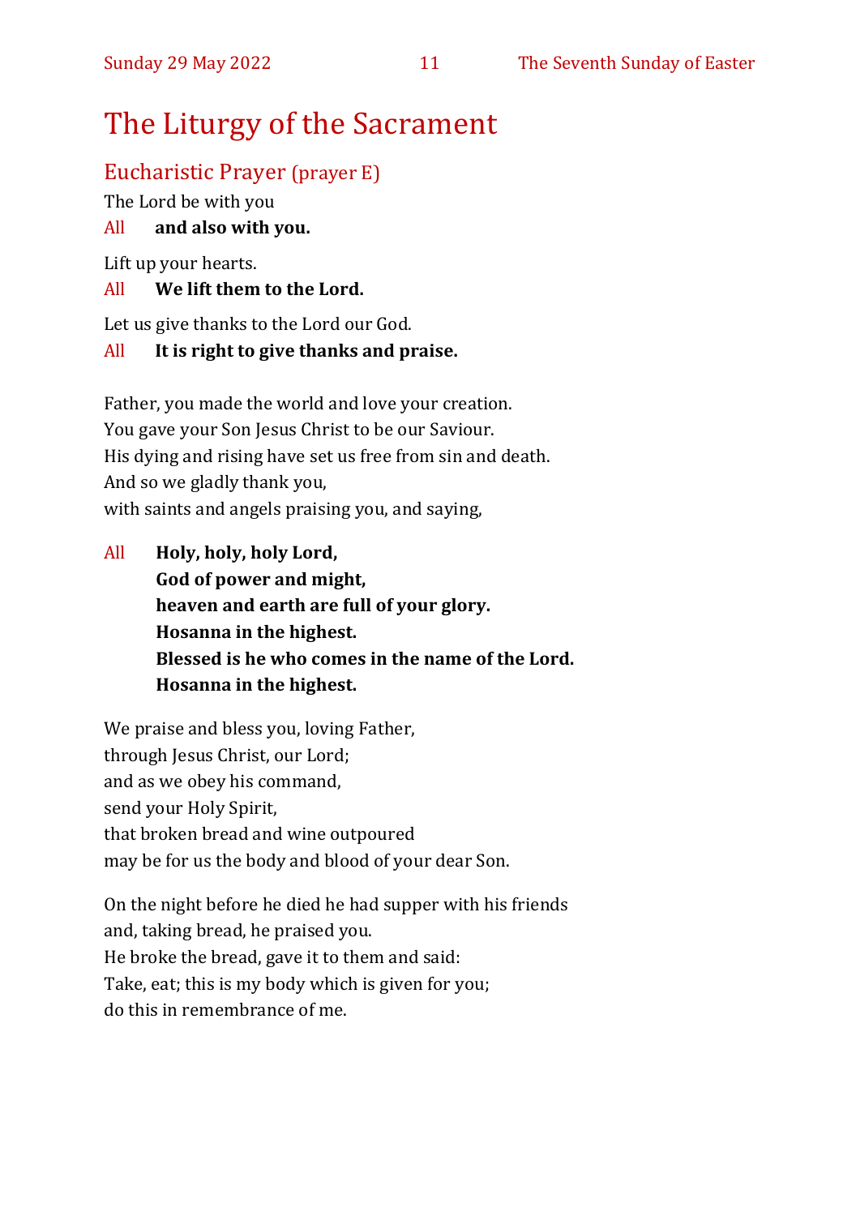# The Liturgy of the Sacrament

## Eucharistic Prayer (prayer E)

The Lord be with you

All **and also with you.**

Lift up your hearts.

All **We lift them to the Lord.**

Let us give thanks to the Lord our God.

All **It is right to give thanks and praise.**

Father, you made the world and love your creation.
You gave your Son Jesus Christ to be our Saviour.
His dying and rising have set us free from sin and death.
And so we gladly thank you,
with saints and angels praising you, and saying,

All **Holy, holy, holy Lord,**
**God of power and might,**
**heaven and earth are full of your glory.**
**Hosanna in the highest.**
**Blessed is he who comes in the name of the Lord.**
**Hosanna in the highest.**

We praise and bless you, loving Father,
through Jesus Christ, our Lord;
and as we obey his command,
send your Holy Spirit,
that broken bread and wine outpoured
may be for us the body and blood of your dear Son.

On the night before he died he had supper with his friends
and, taking bread, he praised you.
He broke the bread, gave it to them and said:
Take, eat; this is my body which is given for you;
do this in remembrance of me.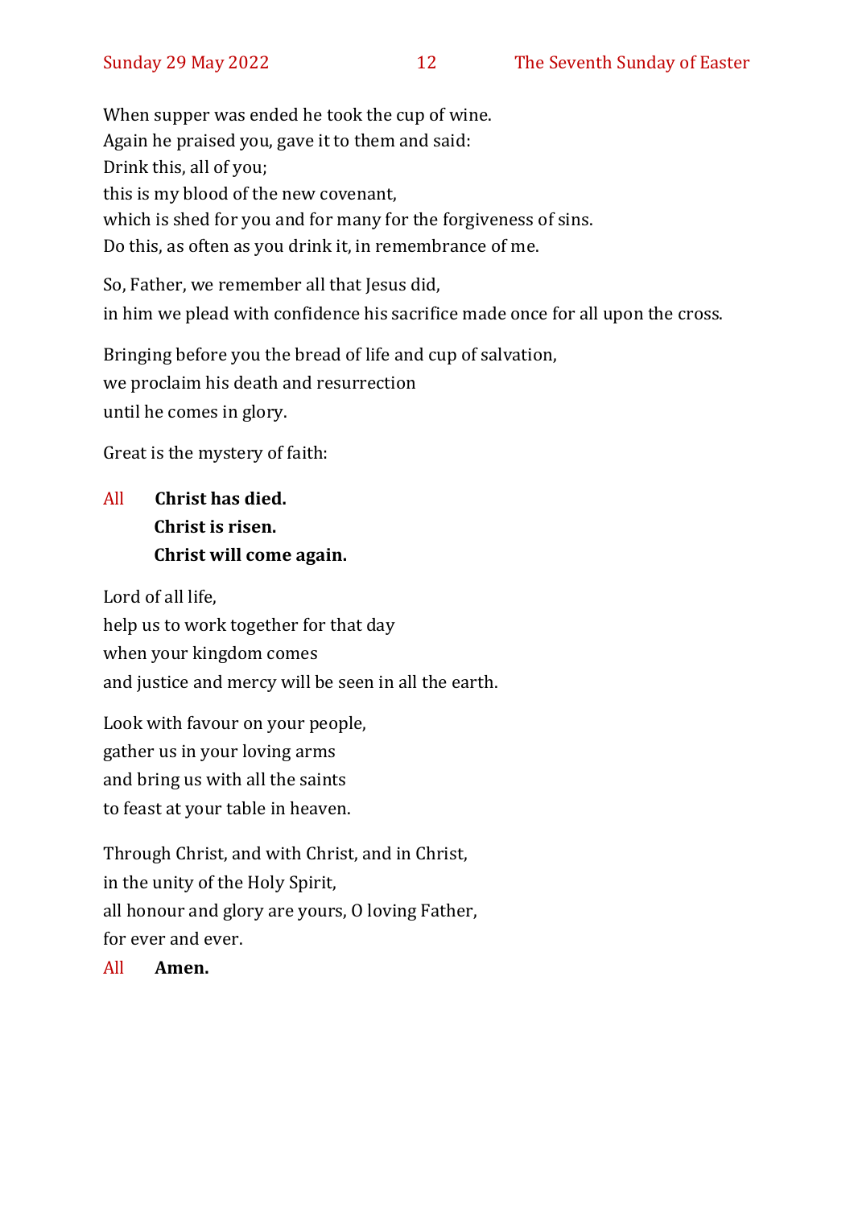When supper was ended he took the cup of wine.  
Again he praised you, gave it to them and said:  
Drink this, all of you;  
this is my blood of the new covenant,  
which is shed for you and for many for the forgiveness of sins.  
Do this, as often as you drink it, in remembrance of me.

So, Father, we remember all that Jesus did,  
in him we plead with confidence his sacrifice made once for all upon the cross.

Bringing before you the bread of life and cup of salvation,  
we proclaim his death and resurrection  
until he comes in glory.

Great is the mystery of faith:

All **Christ has died.**  
**Christ is risen.**  
**Christ will come again.**

Lord of all life,  
help us to work together for that day  
when your kingdom comes  
and justice and mercy will be seen in all the earth.

Look with favour on your people,  
gather us in your loving arms  
and bring us with all the saints  
to feast at your table in heaven.

Through Christ, and with Christ, and in Christ,  
in the unity of the Holy Spirit,  
all honour and glory are yours, O loving Father,  
for ever and ever.

All **Amen.**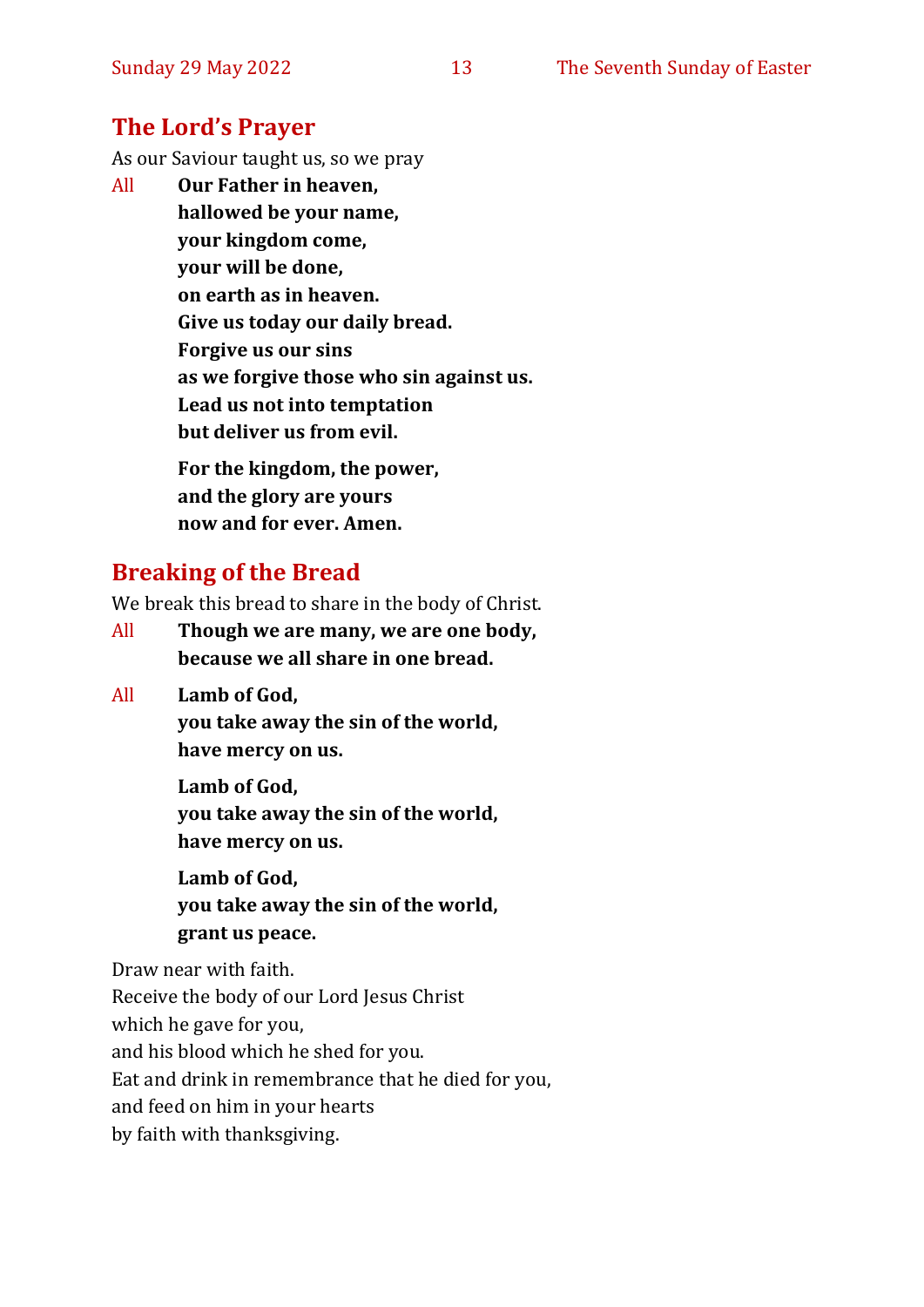## The Lord's Prayer

As our Saviour taught us, so we pray

All **Our Father in heaven,**
**hallowed be your name,**
**your kingdom come,**
**your will be done,**
**on earth as in heaven.**
**Give us today our daily bread.**
**Forgive us our sins**
**as we forgive those who sin against us.**
**Lead us not into temptation**
**but deliver us from evil.**

**For the kingdom, the power,**
**and the glory are yours**
**now and for ever. Amen.**

## Breaking of the Bread

We break this bread to share in the body of Christ.

All **Though we are many, we are one body,**
**because we all share in one bread.**

All **Lamb of God,**
**you take away the sin of the world,**
**have mercy on us.**

**Lamb of God,**
**you take away the sin of the world,**
**have mercy on us.**

**Lamb of God,**
**you take away the sin of the world,**
**grant us peace.**

Draw near with faith.
Receive the body of our Lord Jesus Christ
which he gave for you,
and his blood which he shed for you.
Eat and drink in remembrance that he died for you,
and feed on him in your hearts
by faith with thanksgiving.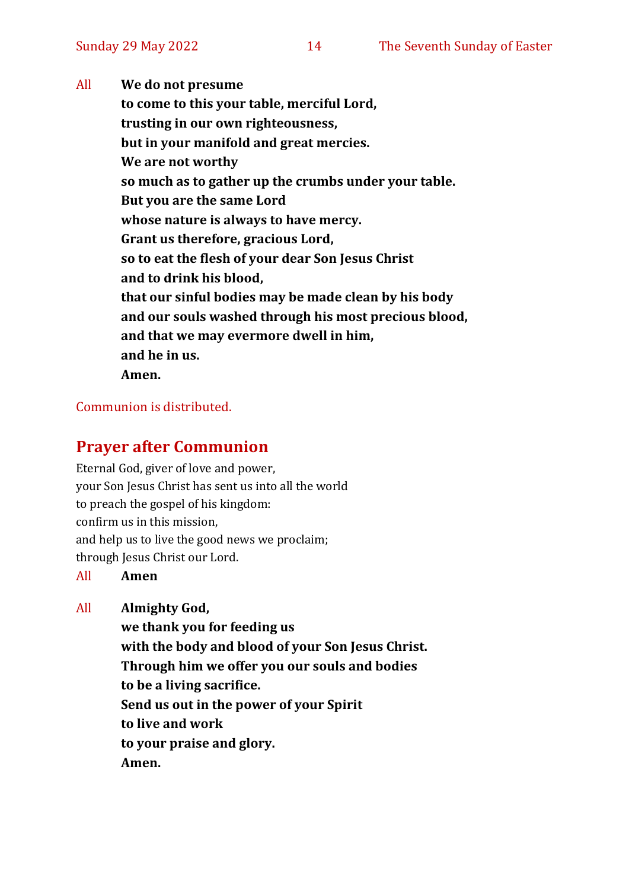All **We do not presume**
**to come to this your table, merciful Lord,**
**trusting in our own righteousness,**
**but in your manifold and great mercies.**
**We are not worthy**
**so much as to gather up the crumbs under your table.**
**But you are the same Lord**
**whose nature is always to have mercy.**
**Grant us therefore, gracious Lord,**
**so to eat the flesh of your dear Son Jesus Christ**
**and to drink his blood,**
**that our sinful bodies may be made clean by his body**
**and our souls washed through his most precious blood,**
**and that we may evermore dwell in him,**
**and he in us.**
**Amen.**

Communion is distributed.

## Prayer after Communion

Eternal God, giver of love and power,
your Son Jesus Christ has sent us into all the world
to preach the gospel of his kingdom:
confirm us in this mission,
and help us to live the good news we proclaim;
through Jesus Christ our Lord.

All **Amen**

All **Almighty God,**
**we thank you for feeding us**
**with the body and blood of your Son Jesus Christ.**
**Through him we offer you our souls and bodies**
**to be a living sacrifice.**
**Send us out in the power of your Spirit**
**to live and work**
**to your praise and glory.**
**Amen.**